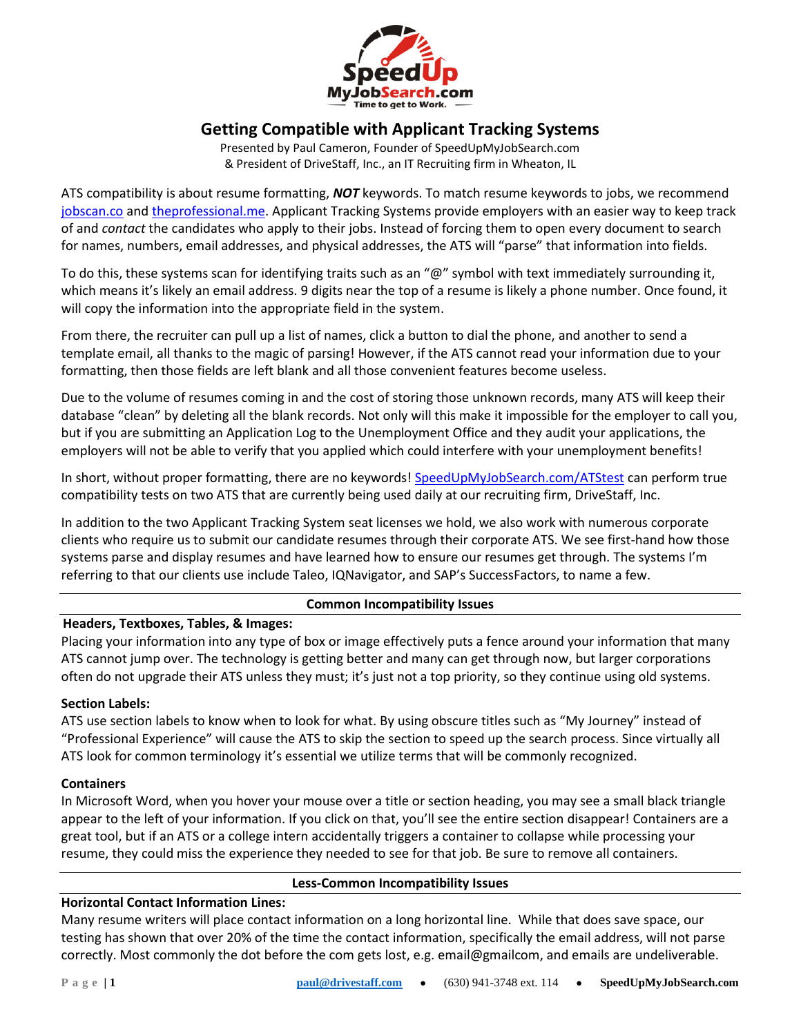# Getting Compatible with Applicant Tracking Systems

Presented by Paul Cameron, Founder of SpeedUpMyJobSearch.com
& President of DriveStaff, Inc., an IT Recruiting firm in Wheaton, IL

ATS compatibility is about resume formatting, ***NOT*** keywords. To match resume keywords to jobs, we recommend jobscan.co and theprofessional.me. Applicant Tracking Systems provide employers with an easier way to keep track of and *contact* the candidates who apply to their jobs. Instead of forcing them to open every document to search for names, numbers, email addresses, and physical addresses, the ATS will "parse" that information into fields.

To do this, these systems scan for identifying traits such as an "@" symbol with text immediately surrounding it, which means it's likely an email address. 9 digits near the top of a resume is likely a phone number. Once found, it will copy the information into the appropriate field in the system.

From there, the recruiter can pull up a list of names, click a button to dial the phone, and another to send a template email, all thanks to the magic of parsing! However, if the ATS cannot read your information due to your formatting, then those fields are left blank and all those convenient features become useless.

Due to the volume of resumes coming in and the cost of storing those unknown records, many ATS will keep their database "clean" by deleting all the blank records. Not only will this make it impossible for the employer to call you, but if you are submitting an Application Log to the Unemployment Office and they audit your applications, the employers will not be able to verify that you applied which could interfere with your unemployment benefits!

In short, without proper formatting, there are no keywords! SpeedUpMyJobSearch.com/ATStest can perform true compatibility tests on two ATS that are currently being used daily at our recruiting firm, DriveStaff, Inc.

In addition to the two Applicant Tracking System seat licenses we hold, we also work with numerous corporate clients who require us to submit our candidate resumes through their corporate ATS. We see first-hand how those systems parse and display resumes and have learned how to ensure our resumes get through. The systems I'm referring to that our clients use include Taleo, IQNavigator, and SAP's SuccessFactors, to name a few.

## Common Incompatibility Issues

**Headers, Textboxes, Tables, & Images:**
Placing your information into any type of box or image effectively puts a fence around your information that many ATS cannot jump over. The technology is getting better and many can get through now, but larger corporations often do not upgrade their ATS unless they must; it's just not a top priority, so they continue using old systems.

**Section Labels:**
ATS use section labels to know when to look for what. By using obscure titles such as "My Journey" instead of "Professional Experience" will cause the ATS to skip the section to speed up the search process. Since virtually all ATS look for common terminology it's essential we utilize terms that will be commonly recognized.

**Containers**
In Microsoft Word, when you hover your mouse over a title or section heading, you may see a small black triangle appear to the left of your information. If you click on that, you'll see the entire section disappear! Containers are a great tool, but if an ATS or a college intern accidentally triggers a container to collapse while processing your resume, they could miss the experience they needed to see for that job. Be sure to remove all containers.

## Less-Common Incompatibility Issues

**Horizontal Contact Information Lines:**
Many resume writers will place contact information on a long horizontal line. While that does save space, our testing has shown that over 20% of the time the contact information, specifically the email address, will not parse correctly. Most commonly the dot before the com gets lost, e.g. email@gmailcom, and emails are undeliverable.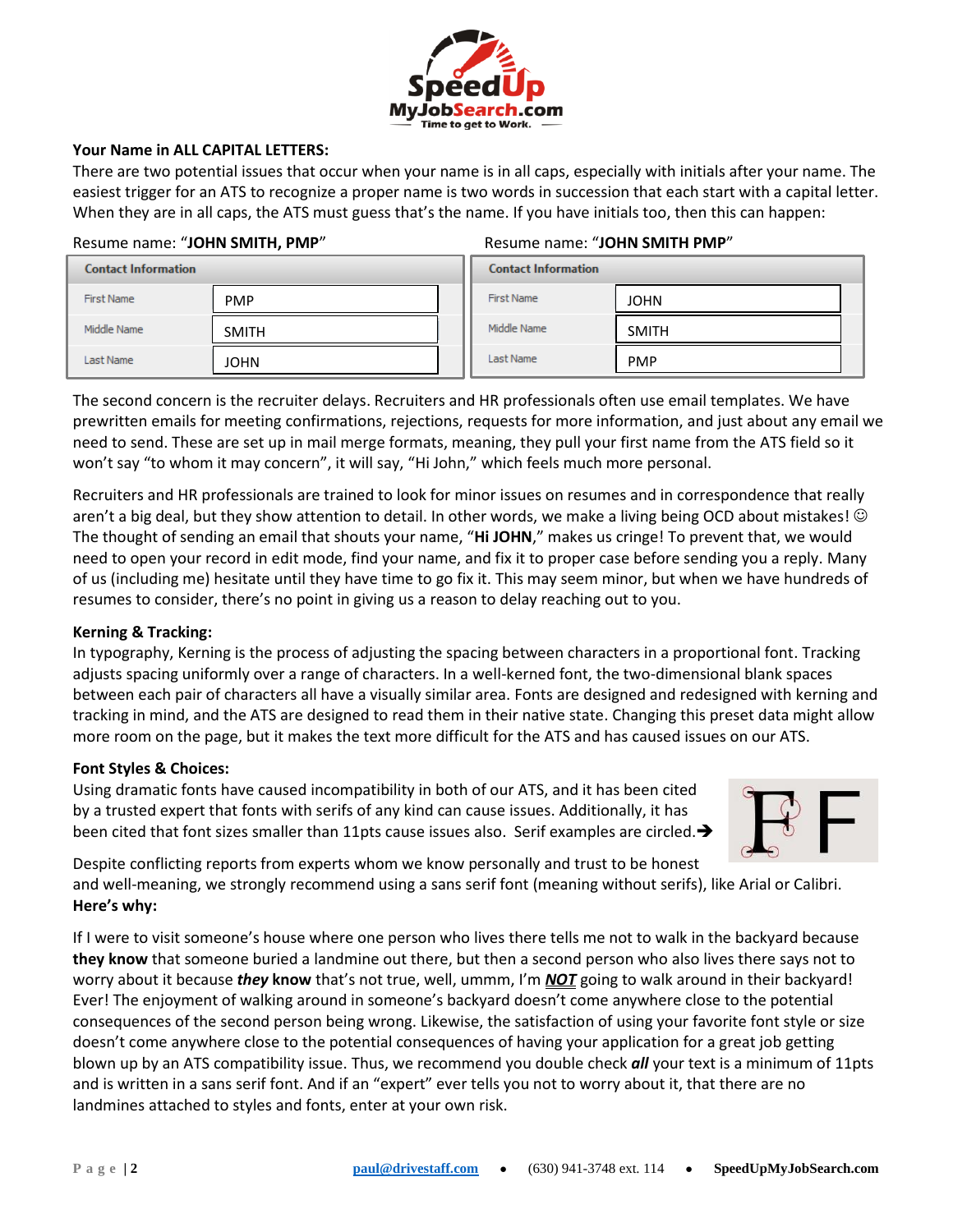**Your Name in ALL CAPITAL LETTERS:**

There are two potential issues that occur when your name is in all caps, especially with initials after your name. The easiest trigger for an ATS to recognize a proper name is two words in succession that each start with a capital letter. When they are in all caps, the ATS must guess that's the name. If you have initials too, then this can happen:

Resume name: "**JOHN SMITH, PMP**"

| Contact Information | |
|---|---|
| First Name | PMP |
| Middle Name | SMITH |
| Last Name | JOHN |

Resume name: "**JOHN SMITH PMP**"

| Contact Information | |
|---|---|
| First Name | JOHN |
| Middle Name | SMITH |
| Last Name | PMP |

The second concern is the recruiter delays. Recruiters and HR professionals often use email templates. We have prewritten emails for meeting confirmations, rejections, requests for more information, and just about any email we need to send. These are set up in mail merge formats, meaning, they pull your first name from the ATS field so it won't say "to whom it may concern", it will say, "Hi John," which feels much more personal.

Recruiters and HR professionals are trained to look for minor issues on resumes and in correspondence that really aren't a big deal, but they show attention to detail. In other words, we make a living being OCD about mistakes! ☺ The thought of sending an email that shouts your name, "**Hi JOHN**," makes us cringe! To prevent that, we would need to open your record in edit mode, find your name, and fix it to proper case before sending you a reply. Many of us (including me) hesitate until they have time to go fix it. This may seem minor, but when we have hundreds of resumes to consider, there's no point in giving us a reason to delay reaching out to you.

**Kerning & Tracking:**

In typography, Kerning is the process of adjusting the spacing between characters in a proportional font. Tracking adjusts spacing uniformly over a range of characters. In a well-kerned font, the two-dimensional blank spaces between each pair of characters all have a visually similar area. Fonts are designed and redesigned with kerning and tracking in mind, and the ATS are designed to read them in their native state. Changing this preset data might allow more room on the page, but it makes the text more difficult for the ATS and has caused issues on our ATS.

**Font Styles & Choices:**

Using dramatic fonts have caused incompatibility in both of our ATS, and it has been cited by a trusted expert that fonts with serifs of any kind can cause issues. Additionally, it has been cited that font sizes smaller than 11pts cause issues also. Serif examples are circled.➔

Despite conflicting reports from experts whom we know personally and trust to be honest and well-meaning, we strongly recommend using a sans serif font (meaning without serifs), like Arial or Calibri. **Here's why:**

If I were to visit someone's house where one person who lives there tells me not to walk in the backyard because **they know** that someone buried a landmine out there, but then a second person who also lives there says not to worry about it because ***they*** **know** that's not true, well, ummm, I'm ***NOT*** going to walk around in their backyard! Ever! The enjoyment of walking around in someone's backyard doesn't come anywhere close to the potential consequences of the second person being wrong. Likewise, the satisfaction of using your favorite font style or size doesn't come anywhere close to the potential consequences of having your application for a great job getting blown up by an ATS compatibility issue. Thus, we recommend you double check ***all*** your text is a minimum of 11pts and is written in a sans serif font. And if an "expert" ever tells you not to worry about it, that there are no landmines attached to styles and fonts, enter at your own risk.